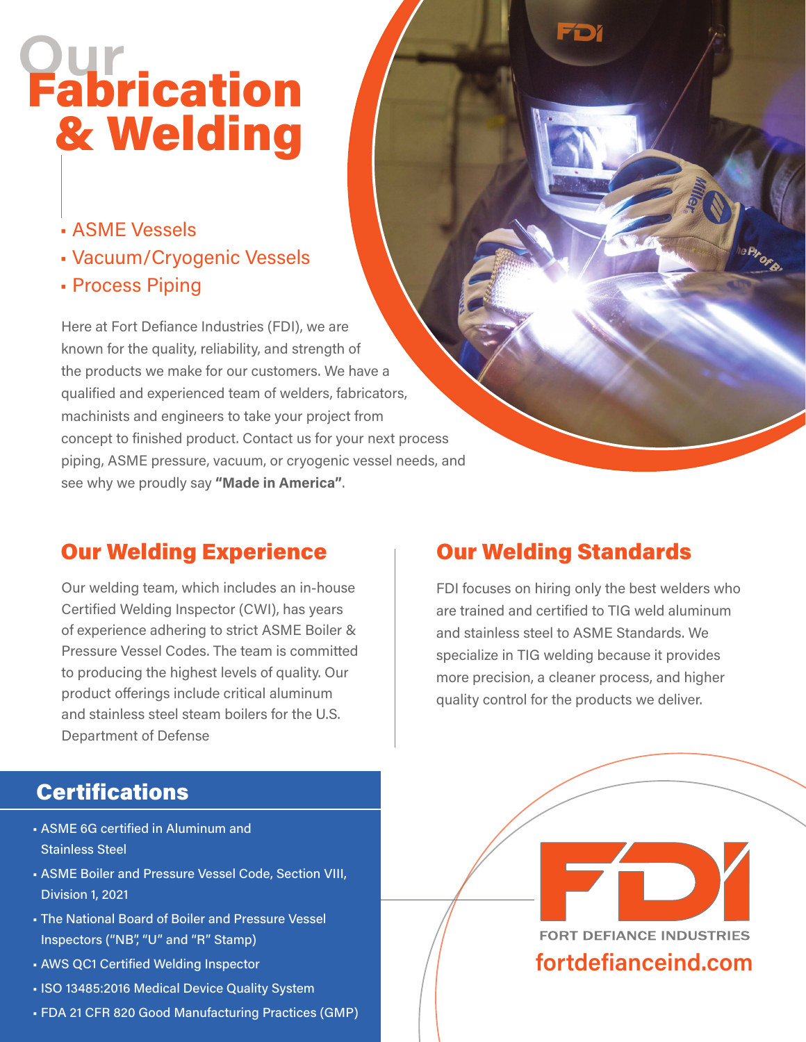# Our Fabrication & Welding

- ASME Vessels
- Vacuum/Cryogenic Vessels
- Process Piping

Here at Fort Defiance Industries (FDI), we are known for the quality, reliability, and strength of the products we make for our customers. We have a qualified and experienced team of welders, fabricators, machinists and engineers to take your project from concept to finished product. Contact us for your next process piping, ASME pressure, vacuum, or cryogenic vessel needs, and see why we proudly say **"Made in America"**.

## Our Welding Experience

Our welding team, which includes an in-house Certified Welding Inspector (CWI), has years of experience adhering to strict ASME Boiler & Pressure Vessel Codes. The team is committed to producing the highest levels of quality. Our product offerings include critical aluminum and stainless steel steam boilers for the U.S. Department of Defense

## Our Welding Standards

FDI focuses on hiring only the best welders who are trained and certified to TIG weld aluminum and stainless steel to ASME Standards. We specialize in TIG welding because it provides more precision, a cleaner process, and higher quality control for the products we deliver.

## Certifications

- ASME 6G certified in Aluminum and Stainless Steel
- ASME Boiler and Pressure Vessel Code, Section VIII, Division 1, 2021
- The National Board of Boiler and Pressure Vessel Inspectors ("NB", "U" and "R" Stamp)
- AWS QC1 Certified Welding Inspector
- ISO 13485:2016 Medical Device Quality System
- FDA 21 CFR 820 Good Manufacturing Practices (GMP)

FDI

FORT DEFIANCE INDUSTRIES

fortdefianceind.com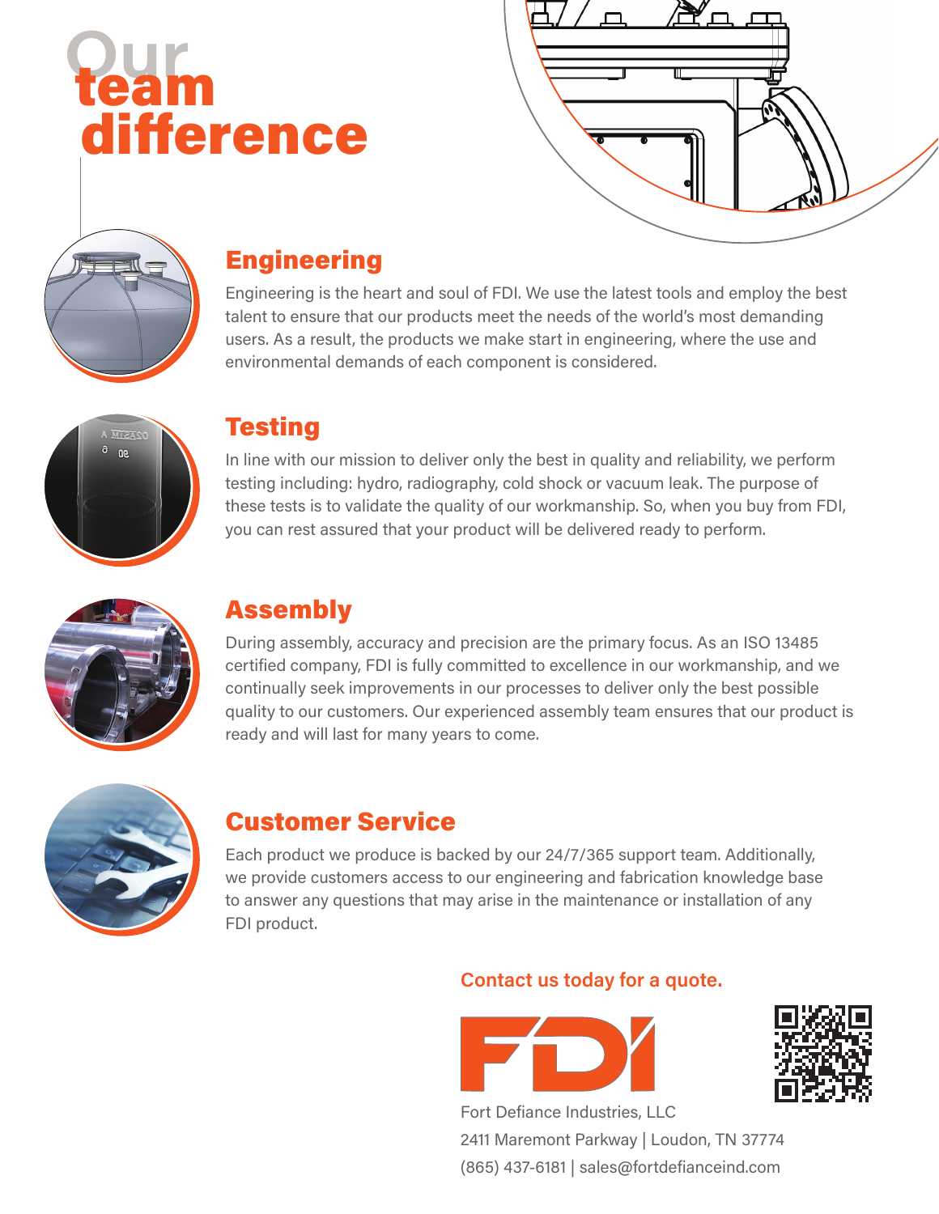# Our team difference

## Engineering

Engineering is the heart and soul of FDI. We use the latest tools and employ the best talent to ensure that our products meet the needs of the world's most demanding users. As a result, the products we make start in engineering, where the use and environmental demands of each component is considered.

## Testing

In line with our mission to deliver only the best in quality and reliability, we perform testing including: hydro, radiography, cold shock or vacuum leak. The purpose of these tests is to validate the quality of our workmanship. So, when you buy from FDI, you can rest assured that your product will be delivered ready to perform.

## Assembly

During assembly, accuracy and precision are the primary focus. As an ISO 13485 certified company, FDI is fully committed to excellence in our workmanship, and we continually seek improvements in our processes to deliver only the best possible quality to our customers. Our experienced assembly team ensures that our product is ready and will last for many years to come.

## Customer Service

Each product we produce is backed by our 24/7/365 support team. Additionally, we provide customers access to our engineering and fabrication knowledge base to answer any questions that may arise in the maintenance or installation of any FDI product.

**Contact us today for a quote.**

FDI

Fort Defiance Industries, LLC
2411 Maremont Parkway | Loudon, TN 37774
(865) 437-6181 | sales@fortdefianceind.com